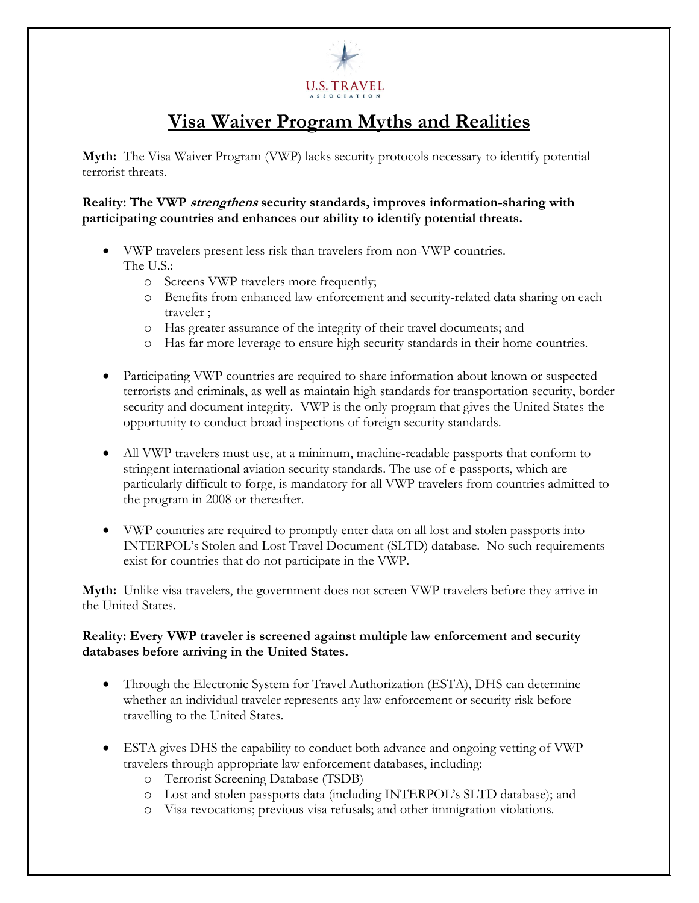U.S. TRAVEL ASSOCIATION

# Visa Waiver Program Myths and Realities

**Myth:** The Visa Waiver Program (VWP) lacks security protocols necessary to identify potential terrorist threats.

**Reality: The VWP *strengthens* security standards, improves information-sharing with participating countries and enhances our ability to identify potential threats.**

- VWP travelers present less risk than travelers from non-VWP countries. The U.S.:
  - Screens VWP travelers more frequently;
  - Benefits from enhanced law enforcement and security-related data sharing on each traveler ;
  - Has greater assurance of the integrity of their travel documents; and
  - Has far more leverage to ensure high security standards in their home countries.

- Participating VWP countries are required to share information about known or suspected terrorists and criminals, as well as maintain high standards for transportation security, border security and document integrity. VWP is the only program that gives the United States the opportunity to conduct broad inspections of foreign security standards.

- All VWP travelers must use, at a minimum, machine-readable passports that conform to stringent international aviation security standards. The use of e-passports, which are particularly difficult to forge, is mandatory for all VWP travelers from countries admitted to the program in 2008 or thereafter.

- VWP countries are required to promptly enter data on all lost and stolen passports into INTERPOL's Stolen and Lost Travel Document (SLTD) database. No such requirements exist for countries that do not participate in the VWP.

**Myth:** Unlike visa travelers, the government does not screen VWP travelers before they arrive in the United States.

**Reality: Every VWP traveler is screened against multiple law enforcement and security databases before arriving in the United States.**

- Through the Electronic System for Travel Authorization (ESTA), DHS can determine whether an individual traveler represents any law enforcement or security risk before travelling to the United States.

- ESTA gives DHS the capability to conduct both advance and ongoing vetting of VWP travelers through appropriate law enforcement databases, including:
  - Terrorist Screening Database (TSDB)
  - Lost and stolen passports data (including INTERPOL's SLTD database); and
  - Visa revocations; previous visa refusals; and other immigration violations.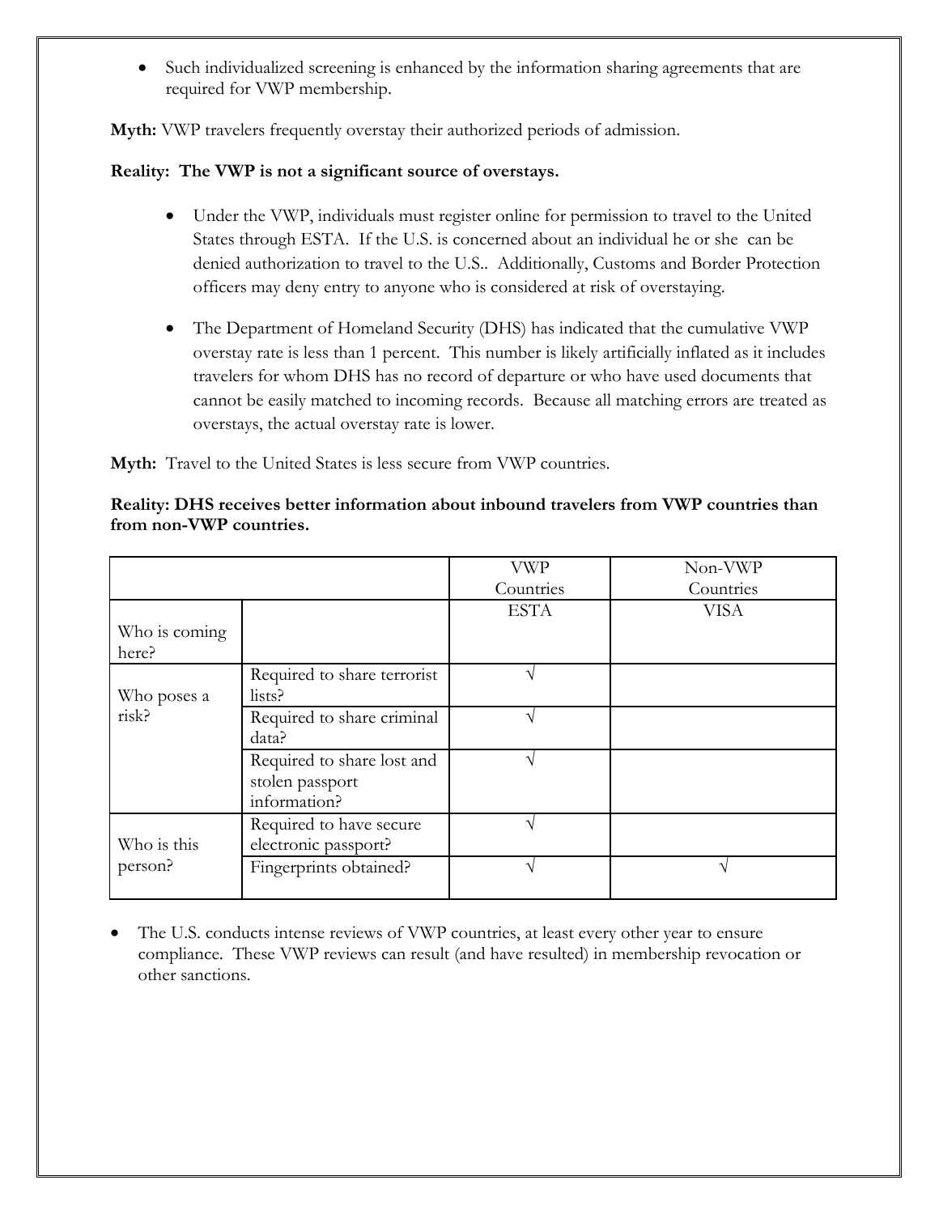- Such individualized screening is enhanced by the information sharing agreements that are required for VWP membership.

**Myth:** VWP travelers frequently overstay their authorized periods of admission.

**Reality: The VWP is not a significant source of overstays.**

- Under the VWP, individuals must register online for permission to travel to the United States through ESTA. If the U.S. is concerned about an individual he or she can be denied authorization to travel to the U.S.. Additionally, Customs and Border Protection officers may deny entry to anyone who is considered at risk of overstaying.

- The Department of Homeland Security (DHS) has indicated that the cumulative VWP overstay rate is less than 1 percent. This number is likely artificially inflated as it includes travelers for whom DHS has no record of departure or who have used documents that cannot be easily matched to incoming records. Because all matching errors are treated as overstays, the actual overstay rate is lower.

**Myth:** Travel to the United States is less secure from VWP countries.

**Reality: DHS receives better information about inbound travelers from VWP countries than from non-VWP countries.**

| | | VWP Countries | Non-VWP Countries |
|---|---|---|---|
| Who is coming here? | | ESTA | VISA |
| Who poses a risk? | Required to share terrorist lists? | √ | |
| | Required to share criminal data? | √ | |
| | Required to share lost and stolen passport information? | √ | |
| Who is this person? | Required to have secure electronic passport? | √ | |
| | Fingerprints obtained? | √ | √ |

- The U.S. conducts intense reviews of VWP countries, at least every other year to ensure compliance. These VWP reviews can result (and have resulted) in membership revocation or other sanctions.